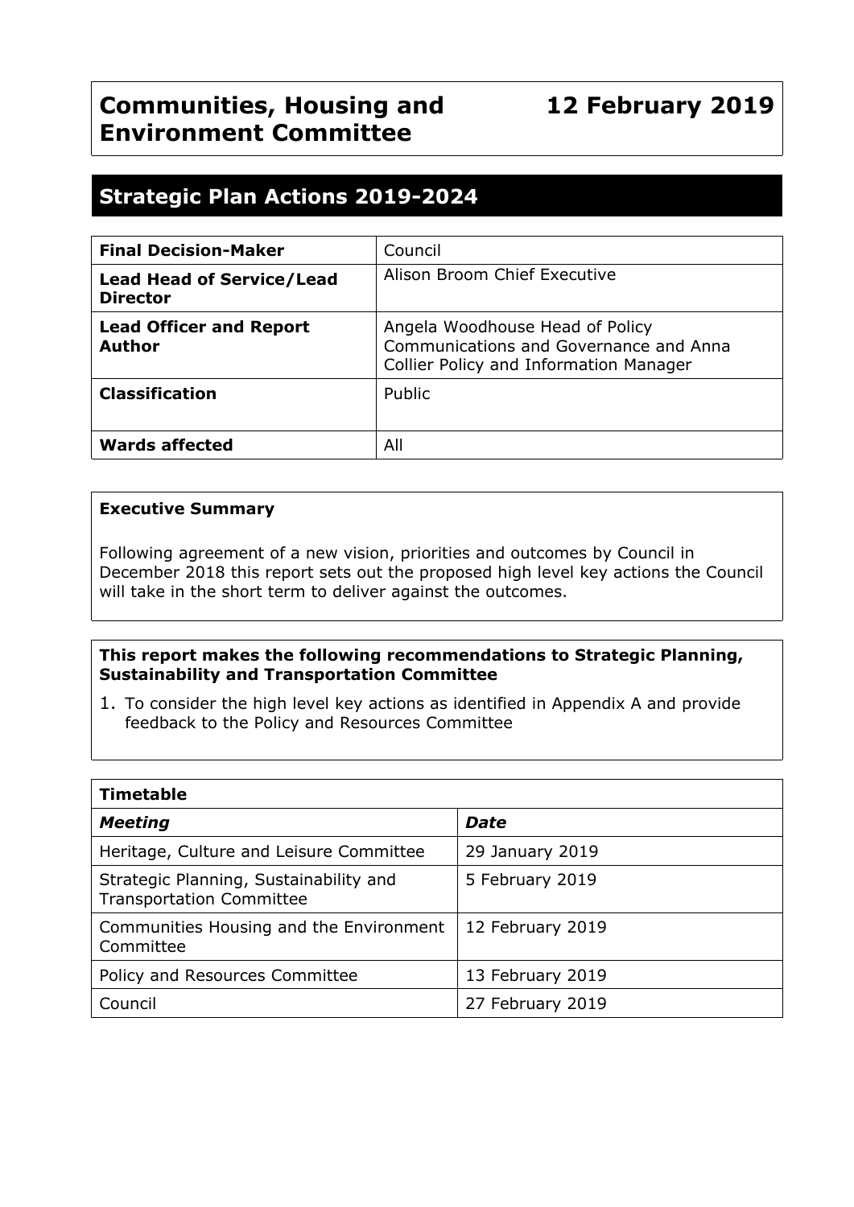# Communities, Housing and Environment Committee

**12 February 2019**

## Strategic Plan Actions 2019-2024

| | |
|---|---|
| **Final Decision-Maker** | Council |
| **Lead Head of Service/Lead Director** | Alison Broom Chief Executive |
| **Lead Officer and Report Author** | Angela Woodhouse Head of Policy Communications and Governance and Anna Collier Policy and Information Manager |
| **Classification** | Public |
| **Wards affected** | All |

**Executive Summary**

Following agreement of a new vision, priorities and outcomes by Council in December 2018 this report sets out the proposed high level key actions the Council will take in the short term to deliver against the outcomes.

**This report makes the following recommendations to Strategic Planning, Sustainability and Transportation Committee**

1. To consider the high level key actions as identified in Appendix A and provide feedback to the Policy and Resources Committee

| **Timetable** | |
|---|---|
| ***Meeting*** | ***Date*** |
| Heritage, Culture and Leisure Committee | 29 January 2019 |
| Strategic Planning, Sustainability and Transportation Committee | 5 February 2019 |
| Communities Housing and the Environment Committee | 12 February 2019 |
| Policy and Resources Committee | 13 February 2019 |
| Council | 27 February 2019 |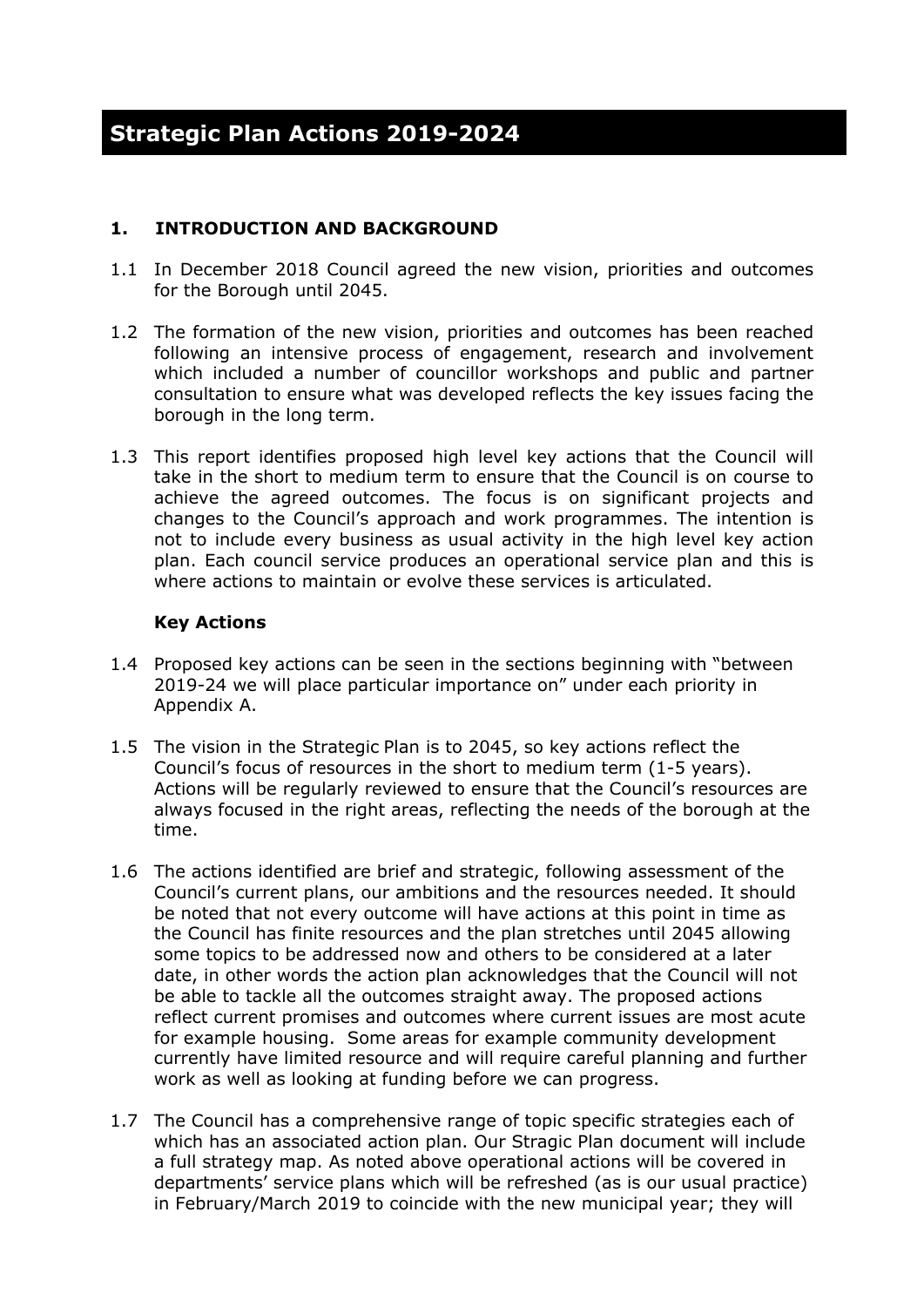# Strategic Plan Actions 2019-2024

## 1. INTRODUCTION AND BACKGROUND

1.1 In December 2018 Council agreed the new vision, priorities and outcomes for the Borough until 2045.

1.2 The formation of the new vision, priorities and outcomes has been reached following an intensive process of engagement, research and involvement which included a number of councillor workshops and public and partner consultation to ensure what was developed reflects the key issues facing the borough in the long term.

1.3 This report identifies proposed high level key actions that the Council will take in the short to medium term to ensure that the Council is on course to achieve the agreed outcomes. The focus is on significant projects and changes to the Council's approach and work programmes. The intention is not to include every business as usual activity in the high level key action plan. Each council service produces an operational service plan and this is where actions to maintain or evolve these services is articulated.

### Key Actions

1.4 Proposed key actions can be seen in the sections beginning with "between 2019-24 we will place particular importance on" under each priority in Appendix A.

1.5 The vision in the Strategic Plan is to 2045, so key actions reflect the Council's focus of resources in the short to medium term (1-5 years). Actions will be regularly reviewed to ensure that the Council's resources are always focused in the right areas, reflecting the needs of the borough at the time.

1.6 The actions identified are brief and strategic, following assessment of the Council's current plans, our ambitions and the resources needed. It should be noted that not every outcome will have actions at this point in time as the Council has finite resources and the plan stretches until 2045 allowing some topics to be addressed now and others to be considered at a later date, in other words the action plan acknowledges that the Council will not be able to tackle all the outcomes straight away. The proposed actions reflect current promises and outcomes where current issues are most acute for example housing. Some areas for example community development currently have limited resource and will require careful planning and further work as well as looking at funding before we can progress.

1.7 The Council has a comprehensive range of topic specific strategies each of which has an associated action plan. Our Stragic Plan document will include a full strategy map. As noted above operational actions will be covered in departments' service plans which will be refreshed (as is our usual practice) in February/March 2019 to coincide with the new municipal year; they will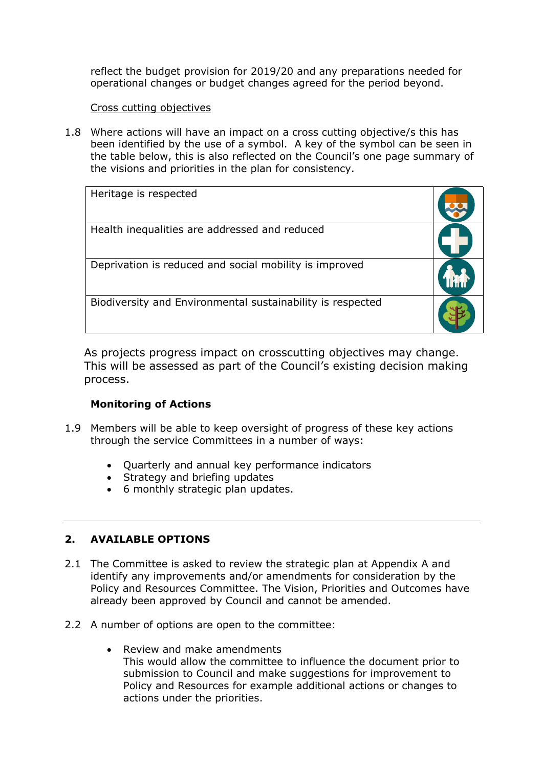reflect the budget provision for 2019/20 and any preparations needed for operational changes or budget changes agreed for the period beyond.

Cross cutting objectives

1.8 Where actions will have an impact on a cross cutting objective/s this has been identified by the use of a symbol. A key of the symbol can be seen in the table below, this is also reflected on the Council's one page summary of the visions and priorities in the plan for consistency.

| Heritage is respected | |
|---|---|
| Health inequalities are addressed and reduced | |
| Deprivation is reduced and social mobility is improved | |
| Biodiversity and Environmental sustainability is respected | |

As projects progress impact on crosscutting objectives may change. This will be assessed as part of the Council's existing decision making process.

**Monitoring of Actions**

1.9 Members will be able to keep oversight of progress of these key actions through the service Committees in a number of ways:

- Quarterly and annual key performance indicators
- Strategy and briefing updates
- 6 monthly strategic plan updates.

---

## 2. AVAILABLE OPTIONS

2.1 The Committee is asked to review the strategic plan at Appendix A and identify any improvements and/or amendments for consideration by the Policy and Resources Committee. The Vision, Priorities and Outcomes have already been approved by Council and cannot be amended.

2.2 A number of options are open to the committee:

- Review and make amendments
  This would allow the committee to influence the document prior to submission to Council and make suggestions for improvement to Policy and Resources for example additional actions or changes to actions under the priorities.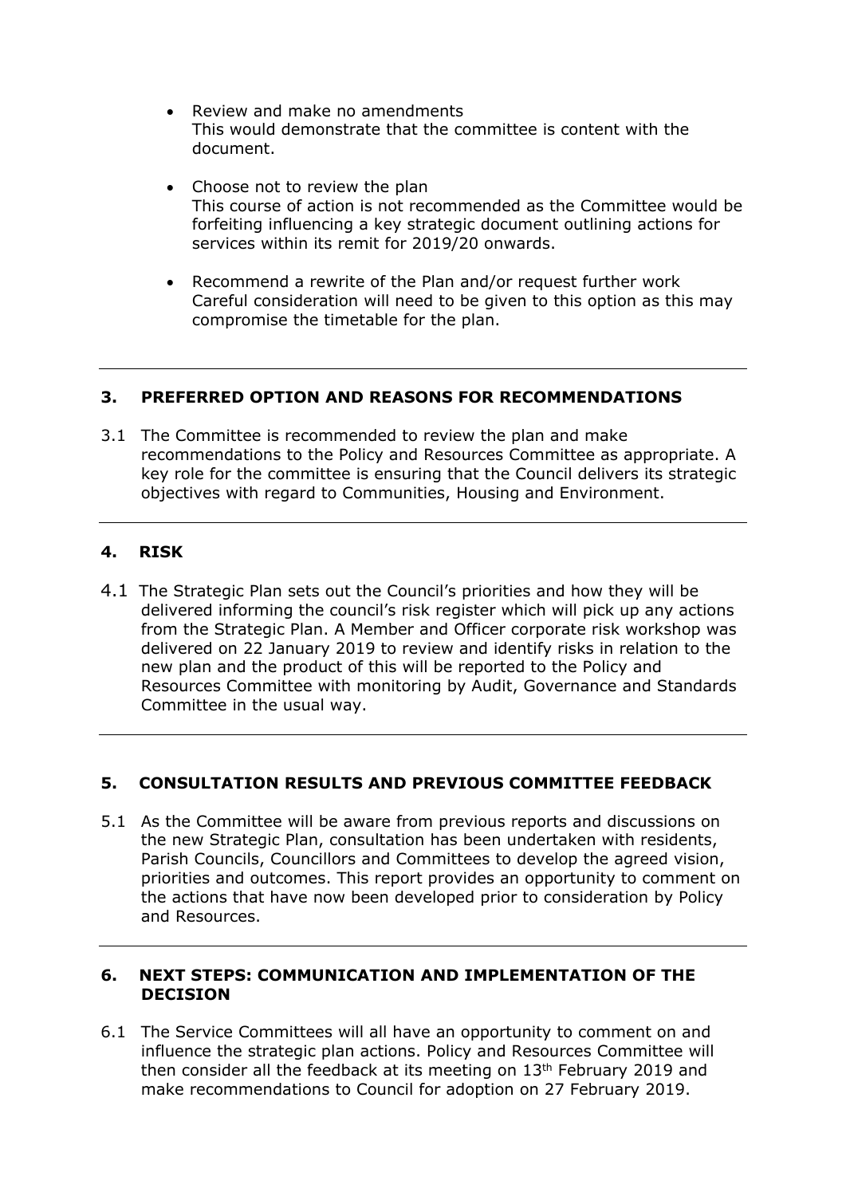- Review and make no amendments
  This would demonstrate that the committee is content with the document.

- Choose not to review the plan
  This course of action is not recommended as the Committee would be forfeiting influencing a key strategic document outlining actions for services within its remit for 2019/20 onwards.

- Recommend a rewrite of the Plan and/or request further work
  Careful consideration will need to be given to this option as this may compromise the timetable for the plan.

---

## 3. PREFERRED OPTION AND REASONS FOR RECOMMENDATIONS

3.1 The Committee is recommended to review the plan and make recommendations to the Policy and Resources Committee as appropriate. A key role for the committee is ensuring that the Council delivers its strategic objectives with regard to Communities, Housing and Environment.

---

## 4. RISK

4.1 The Strategic Plan sets out the Council's priorities and how they will be delivered informing the council's risk register which will pick up any actions from the Strategic Plan. A Member and Officer corporate risk workshop was delivered on 22 January 2019 to review and identify risks in relation to the new plan and the product of this will be reported to the Policy and Resources Committee with monitoring by Audit, Governance and Standards Committee in the usual way.

---

## 5. CONSULTATION RESULTS AND PREVIOUS COMMITTEE FEEDBACK

5.1 As the Committee will be aware from previous reports and discussions on the new Strategic Plan, consultation has been undertaken with residents, Parish Councils, Councillors and Committees to develop the agreed vision, priorities and outcomes. This report provides an opportunity to comment on the actions that have now been developed prior to consideration by Policy and Resources.

---

## 6. NEXT STEPS: COMMUNICATION AND IMPLEMENTATION OF THE DECISION

6.1 The Service Committees will all have an opportunity to comment on and influence the strategic plan actions. Policy and Resources Committee will then consider all the feedback at its meeting on 13th February 2019 and make recommendations to Council for adoption on 27 February 2019.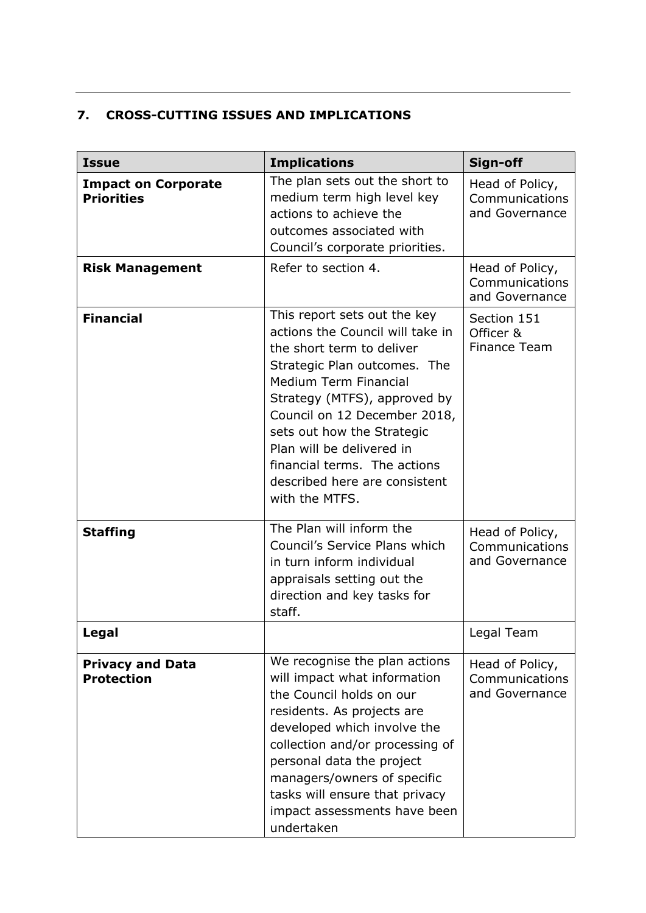## 7. CROSS-CUTTING ISSUES AND IMPLICATIONS

| Issue | Implications | Sign-off |
| --- | --- | --- |
| **Impact on Corporate Priorities** | The plan sets out the short to medium term high level key actions to achieve the outcomes associated with Council's corporate priorities. | Head of Policy, Communications and Governance |
| **Risk Management** | Refer to section 4. | Head of Policy, Communications and Governance |
| **Financial** | This report sets out the key actions the Council will take in the short term to deliver Strategic Plan outcomes. The Medium Term Financial Strategy (MTFS), approved by Council on 12 December 2018, sets out how the Strategic Plan will be delivered in financial terms. The actions described here are consistent with the MTFS. | Section 151 Officer & Finance Team |
| **Staffing** | The Plan will inform the Council's Service Plans which in turn inform individual appraisals setting out the direction and key tasks for staff. | Head of Policy, Communications and Governance |
| **Legal** | | Legal Team |
| **Privacy and Data Protection** | We recognise the plan actions will impact what information the Council holds on our residents. As projects are developed which involve the collection and/or processing of personal data the project managers/owners of specific tasks will ensure that privacy impact assessments have been undertaken | Head of Policy, Communications and Governance |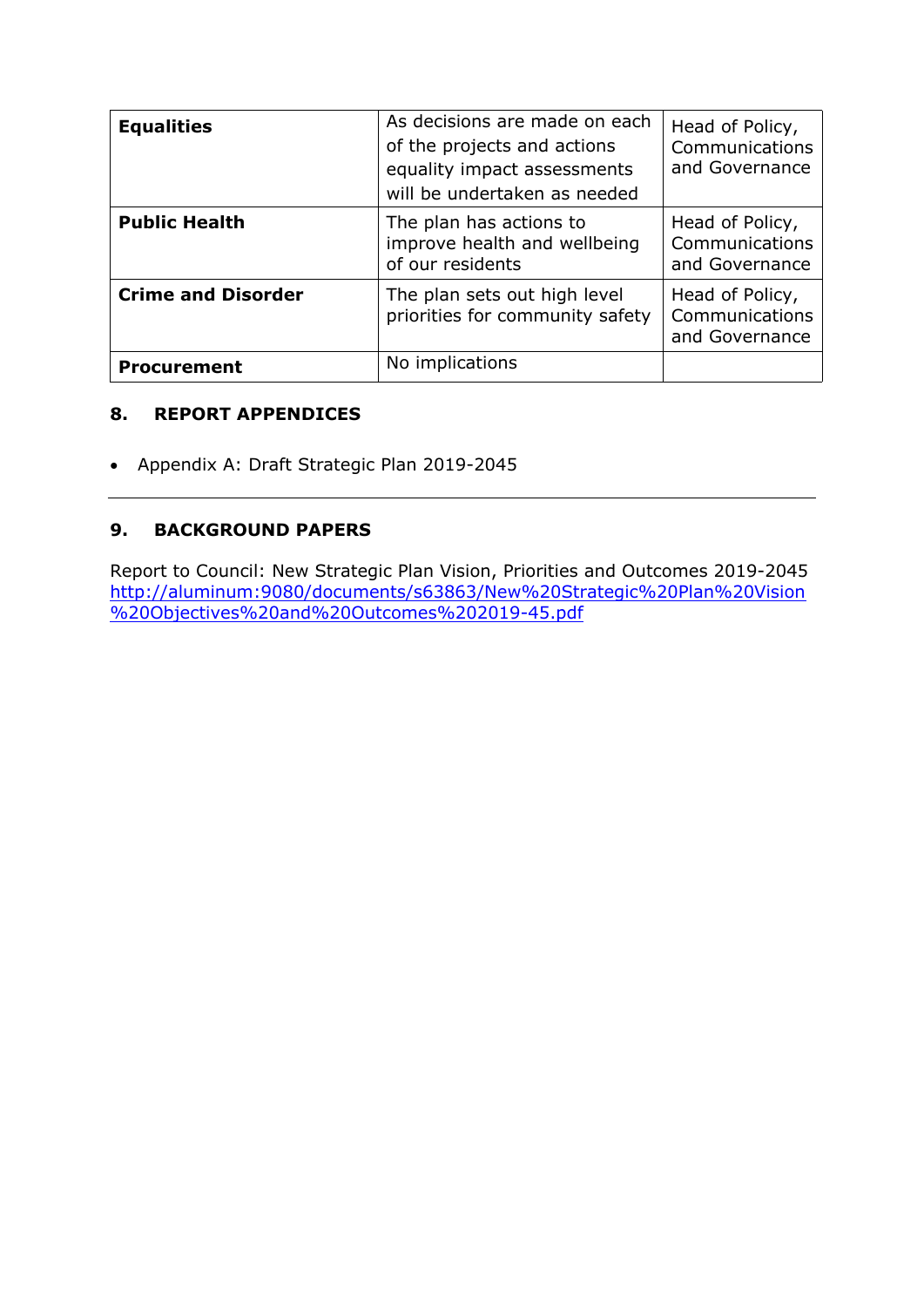| | | |
|---|---|---|
| **Equalities** | As decisions are made on each of the projects and actions equality impact assessments will be undertaken as needed | Head of Policy, Communications and Governance |
| **Public Health** | The plan has actions to improve health and wellbeing of our residents | Head of Policy, Communications and Governance |
| **Crime and Disorder** | The plan sets out high level priorities for community safety | Head of Policy, Communications and Governance |
| **Procurement** | No implications | |

## 8. REPORT APPENDICES

- Appendix A: Draft Strategic Plan 2019-2045

---

## 9. BACKGROUND PAPERS

Report to Council: New Strategic Plan Vision, Priorities and Outcomes 2019-2045
http://aluminum:9080/documents/s63863/New%20Strategic%20Plan%20Vision%20Objectives%20and%20Outcomes%202019-45.pdf